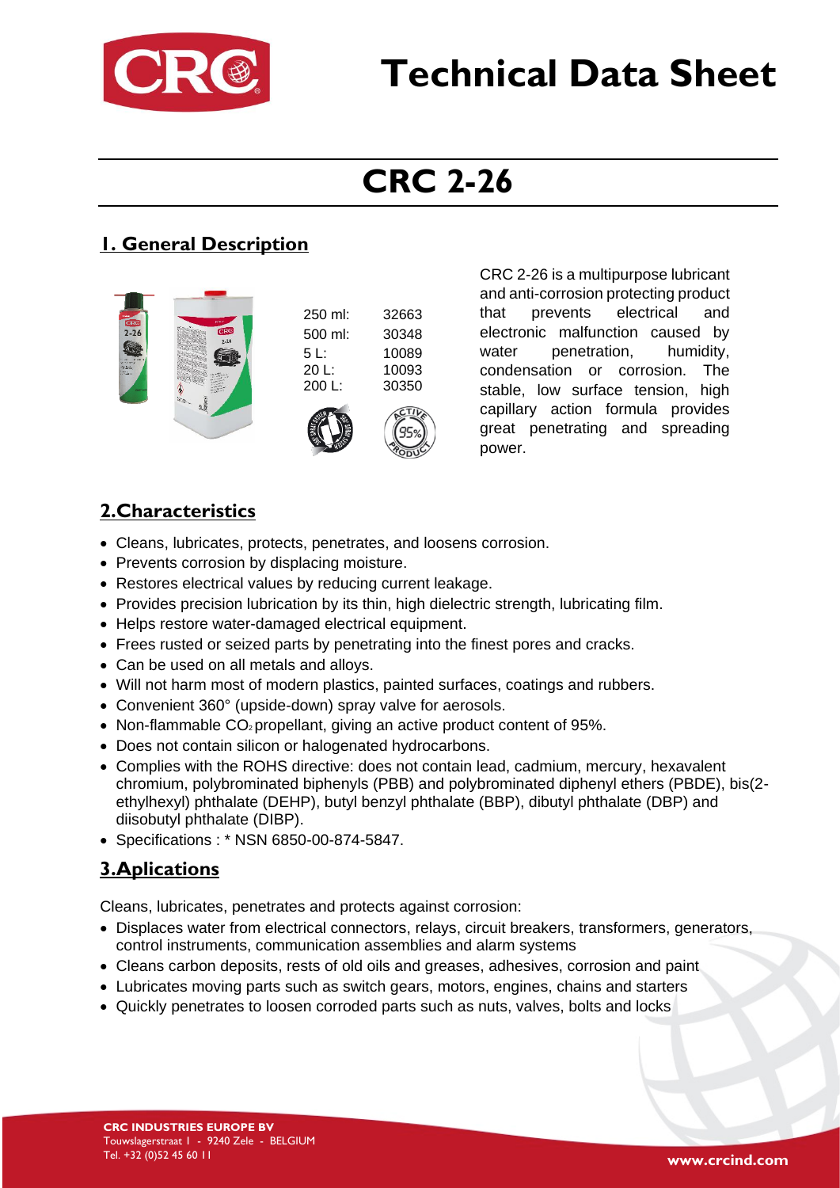# Technical Data Sheet

# CRC 2-26

## 1. General Description

| | |
|---|---|
| 250 ml: | 32663 |
| 500 ml: | 30348 |
| 5 L: | 10089 |
| 20 L: | 10093 |
| 200 L: | 30350 |

CRC 2-26 is a multipurpose lubricant and anti-corrosion protecting product that prevents electrical and electronic malfunction caused by water penetration, humidity, condensation or corrosion. The stable, low surface tension, high capillary action formula provides great penetrating and spreading power.

## 2.Characteristics

- Cleans, lubricates, protects, penetrates, and loosens corrosion.
- Prevents corrosion by displacing moisture.
- Restores electrical values by reducing current leakage.
- Provides precision lubrication by its thin, high dielectric strength, lubricating film.
- Helps restore water-damaged electrical equipment.
- Frees rusted or seized parts by penetrating into the finest pores and cracks.
- Can be used on all metals and alloys.
- Will not harm most of modern plastics, painted surfaces, coatings and rubbers.
- Convenient 360° (upside-down) spray valve for aerosols.
- Non-flammable $CO_2$ propellant, giving an active product content of 95%.
- Does not contain silicon or halogenated hydrocarbons.
- Complies with the ROHS directive: does not contain lead, cadmium, mercury, hexavalent chromium, polybrominated biphenyls (PBB) and polybrominated diphenyl ethers (PBDE), bis(2-ethylhexyl) phthalate (DEHP), butyl benzyl phthalate (BBP), dibutyl phthalate (DBP) and diisobutyl phthalate (DIBP).
- Specifications : * NSN 6850-00-874-5847.

## 3.Aplications

Cleans, lubricates, penetrates and protects against corrosion:

- Displaces water from electrical connectors, relays, circuit breakers, transformers, generators, control instruments, communication assemblies and alarm systems
- Cleans carbon deposits, rests of old oils and greases, adhesives, corrosion and paint
- Lubricates moving parts such as switch gears, motors, engines, chains and starters
- Quickly penetrates to loosen corroded parts such as nuts, valves, bolts and locks

**CRC INDUSTRIES EUROPE BV**
Touwslagerstraat 1 - 9240 Zele - BELGIUM
Tel. +32 (0)52 45 60 11

www.crcind.com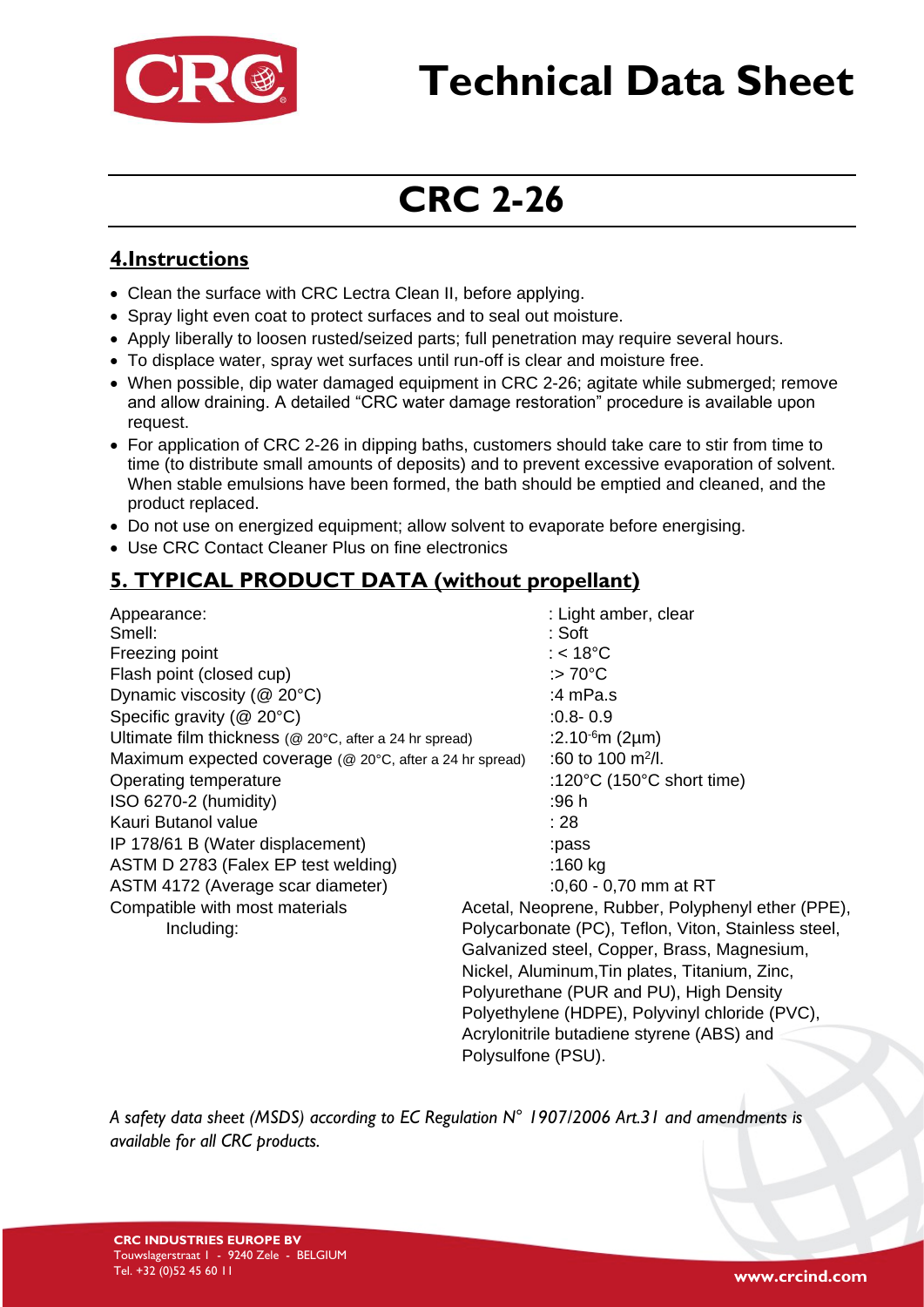# Technical Data Sheet

## CRC 2-26

### 4.Instructions

- Clean the surface with CRC Lectra Clean II, before applying.
- Spray light even coat to protect surfaces and to seal out moisture.
- Apply liberally to loosen rusted/seized parts; full penetration may require several hours.
- To displace water, spray wet surfaces until run-off is clear and moisture free.
- When possible, dip water damaged equipment in CRC 2-26; agitate while submerged; remove and allow draining. A detailed "CRC water damage restoration" procedure is available upon request.
- For application of CRC 2-26 in dipping baths, customers should take care to stir from time to time (to distribute small amounts of deposits) and to prevent excessive evaporation of solvent. When stable emulsions have been formed, the bath should be emptied and cleaned, and the product replaced.
- Do not use on energized equipment; allow solvent to evaporate before energising.
- Use CRC Contact Cleaner Plus on fine electronics

### 5. TYPICAL PRODUCT DATA (without propellant)

| | |
|---|---|
| Appearance: | : Light amber, clear |
| Smell: | : Soft |
| Freezing point | : < 18°C |
| Flash point (closed cup) | :> 70°C |
| Dynamic viscosity (@ 20°C) | :4 mPa.s |
| Specific gravity (@ 20°C) | :0.8- 0.9 |
| Ultimate film thickness (@ 20°C, after a 24 hr spread) | :$2.10^{-6}$m (2µm) |
| Maximum expected coverage (@ 20°C, after a 24 hr spread) | :60 to 100 $m^2$/l. |
| Operating temperature | :120°C (150°C short time) |
| ISO 6270-2 (humidity) | :96 h |
| Kauri Butanol value | : 28 |
| IP 178/61 B (Water displacement) | :pass |
| ASTM D 2783 (Falex EP test welding) | :160 kg |
| ASTM 4172 (Average scar diameter) | :0,60 - 0,70 mm at RT |
| Compatible with most materials Including: | Acetal, Neoprene, Rubber, Polyphenyl ether (PPE), Polycarbonate (PC), Teflon, Viton, Stainless steel, Galvanized steel, Copper, Brass, Magnesium, Nickel, Aluminum,Tin plates, Titanium, Zinc, Polyurethane (PUR and PU), High Density Polyethylene (HDPE), Polyvinyl chloride (PVC), Acrylonitrile butadiene styrene (ABS) and Polysulfone (PSU). |

*A safety data sheet (MSDS) according to EC Regulation N° 1907/2006 Art.31 and amendments is available for all CRC products.*

**CRC INDUSTRIES EUROPE BV**
Touwslagerstraat 1 - 9240 Zele - BELGIUM
Tel. +32 (0)52 45 60 11

www.crcind.com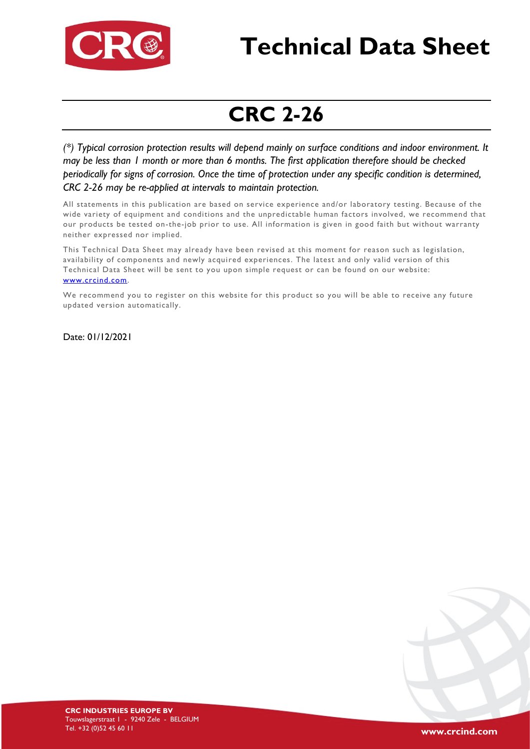# Technical Data Sheet

# CRC 2-26

*(\*) Typical corrosion protection results will depend mainly on surface conditions and indoor environment. It may be less than 1 month or more than 6 months. The first application therefore should be checked periodically for signs of corrosion. Once the time of protection under any specific condition is determined, CRC 2-26 may be re-applied at intervals to maintain protection.*

All statements in this publication are based on service experience and/or laboratory testing. Because of the wide variety of equipment and conditions and the unpredictable human factors involved, we recommend that our products be tested on-the-job prior to use. All information is given in good faith but without warranty neither expressed nor implied.

This Technical Data Sheet may already have been revised at this moment for reason such as legislation, availability of components and newly acquired experiences. The latest and only valid version of this Technical Data Sheet will be sent to you upon simple request or can be found on our website: [www.crcind.com](http://www.crcind.com).

We recommend you to register on this website for this product so you will be able to receive any future updated version automatically.

Date: 01/12/2021